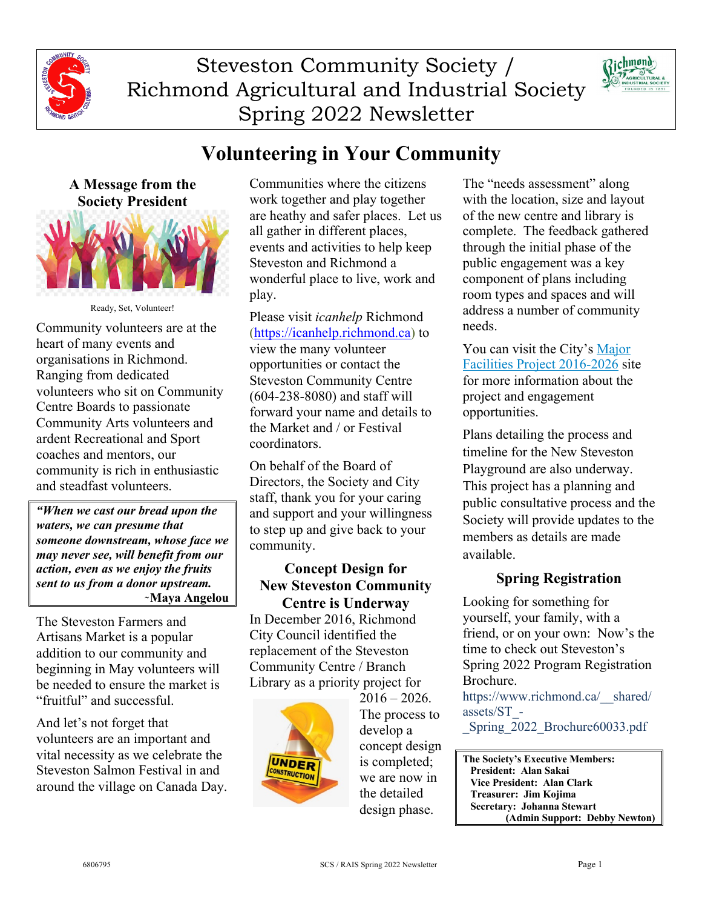# Steveston Community Society / Richmond Agricultural and Industrial Society Spring 2022 Newsletter

## Volunteering in Your Community

### A Message from the Society President

Ready, Set, Volunteer!

Community volunteers are at the heart of many events and organisations in Richmond. Ranging from dedicated volunteers who sit on Community Centre Boards to passionate Community Arts volunteers and ardent Recreational and Sport coaches and mentors, our community is rich in enthusiastic and steadfast volunteers.

> ***"When we cast our bread upon the waters, we can presume that someone downstream, whose face we may never see, will benefit from our action, even as we enjoy the fruits sent to us from a donor upstream.***
> **~Maya Angelou**

The Steveston Farmers and Artisans Market is a popular addition to our community and beginning in May volunteers will be needed to ensure the market is "fruitful" and successful.

And let's not forget that volunteers are an important and vital necessity as we celebrate the Steveston Salmon Festival in and around the village on Canada Day.

Communities where the citizens work together and play together are heathy and safer places. Let us all gather in different places, events and activities to help keep Steveston and Richmond a wonderful place to live, work and play.

Please visit *icanhelp* Richmond (https://icanhelp.richmond.ca) to view the many volunteer opportunities or contact the Steveston Community Centre (604-238-8080) and staff will forward your name and details to the Market and / or Festival coordinators.

On behalf of the Board of Directors, the Society and City staff, thank you for your caring and support and your willingness to step up and give back to your community.

### Concept Design for New Steveston Community Centre is Underway

In December 2016, Richmond City Council identified the replacement of the Steveston Community Centre / Branch Library as a priority project for 2016 – 2026. The process to develop a concept design is completed; we are now in the detailed design phase.

The "needs assessment" along with the location, size and layout of the new centre and library is complete. The feedback gathered through the initial phase of the public engagement was a key component of plans including room types and spaces and will address a number of community needs.

You can visit the City's Major Facilities Project 2016-2026 site for more information about the project and engagement opportunities.

Plans detailing the process and timeline for the New Steveston Playground are also underway. This project has a planning and public consultative process and the Society will provide updates to the members as details are made available.

### Spring Registration

Looking for something for yourself, your family, with a friend, or on your own: Now's the time to check out Steveston's Spring 2022 Program Registration Brochure.

https://www.richmond.ca/__shared/assets/ST_-_Spring_2022_Brochure60033.pdf

**The Society's Executive Members:**
**President: Alan Sakai**
**Vice President: Alan Clark**
**Treasurer: Jim Kojima**
**Secretary: Johanna Stewart**
**(Admin Support: Debby Newton)**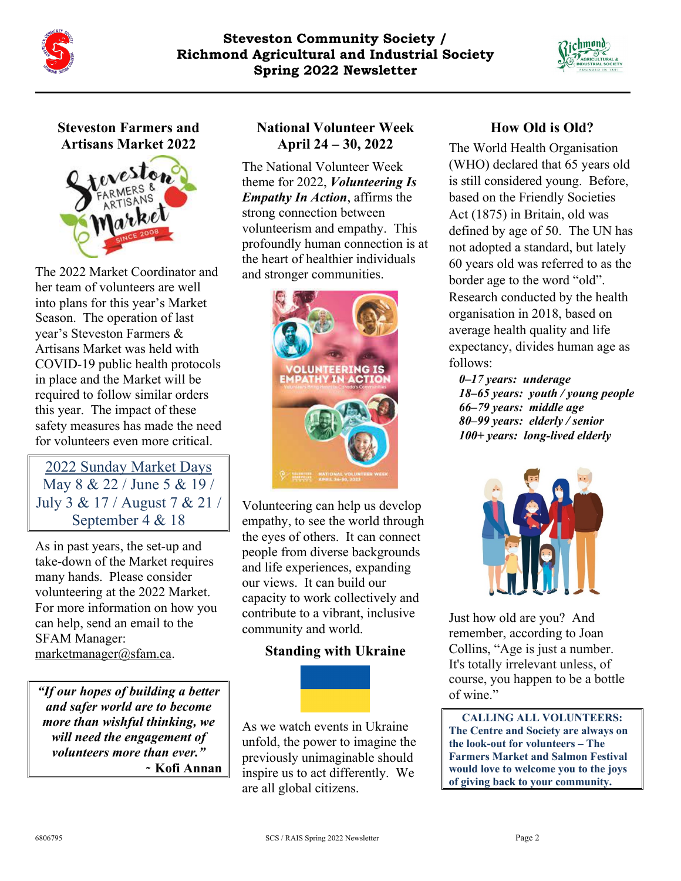## Steveston Farmers and Artisans Market 2022

The 2022 Market Coordinator and her team of volunteers are well into plans for this year's Market Season. The operation of last year's Steveston Farmers & Artisans Market was held with COVID-19 public health protocols in place and the Market will be required to follow similar orders this year. The impact of these safety measures has made the need for volunteers even more critical.

> 2022 Sunday Market Days
> May 8 & 22 / June 5 & 19 / July 3 & 17 / August 7 & 21 / September 4 & 18

As in past years, the set-up and take-down of the Market requires many hands. Please consider volunteering at the 2022 Market. For more information on how you can help, send an email to the SFAM Manager: marketmanager@sfam.ca.

> ***"If our hopes of building a better and safer world are to become more than wishful thinking, we will need the engagement of volunteers more than ever."***
> **~ Kofi Annan**

## National Volunteer Week April 24 – 30, 2022

The National Volunteer Week theme for 2022, ***Volunteering Is Empathy In Action***, affirms the strong connection between volunteerism and empathy. This profoundly human connection is at the heart of healthier individuals and stronger communities.

Volunteering can help us develop empathy, to see the world through the eyes of others. It can connect people from diverse backgrounds and life experiences, expanding our views. It can build our capacity to work collectively and contribute to a vibrant, inclusive community and world.

## Standing with Ukraine

As we watch events in Ukraine unfold, the power to imagine the previously unimaginable should inspire us to act differently. We are all global citizens.

## How Old is Old?

The World Health Organisation (WHO) declared that 65 years old is still considered young. Before, based on the Friendly Societies Act (1875) in Britain, old was defined by age of 50. The UN has not adopted a standard, but lately 60 years old was referred to as the border age to the word "old". Research conducted by the health organisation in 2018, based on average health quality and life expectancy, divides human age as follows:

*0–17 years: underage*
*18–65 years: youth / young people*
*66–79 years: middle age*
*80–99 years: elderly / senior*
*100+ years: long-lived elderly*

Just how old are you? And remember, according to Joan Collins, "Age is just a number. It's totally irrelevant unless, of course, you happen to be a bottle of wine."

> **CALLING ALL VOLUNTEERS:**
> **The Centre and Society are always on the look-out for volunteers – The Farmers Market and Salmon Festival would love to welcome you to the joys of giving back to your community.**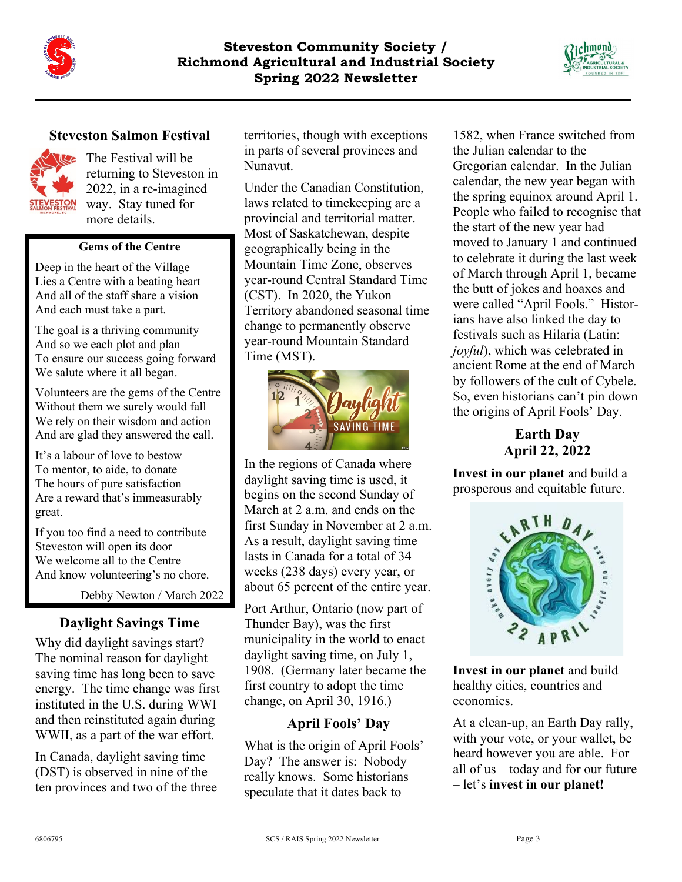# Steveston Community Society / Richmond Agricultural and Industrial Society Spring 2022 Newsletter

## Steveston Salmon Festival

The Festival will be returning to Steveston in 2022, in a re-imagined way. Stay tuned for more details.

### Gems of the Centre

Deep in the heart of the Village
Lies a Centre with a beating heart
And all of the staff share a vision
And each must take a part.

The goal is a thriving community
And so we each plot and plan
To ensure our success going forward
We salute where it all began.

Volunteers are the gems of the Centre
Without them we surely would fall
We rely on their wisdom and action
And are glad they answered the call.

It's a labour of love to bestow
To mentor, to aide, to donate
The hours of pure satisfaction
Are a reward that's immeasurably great.

If you too find a need to contribute
Steveston will open its door
We welcome all to the Centre
And know volunteering's no chore.

Debby Newton / March 2022

## Daylight Savings Time

Why did daylight savings start? The nominal reason for daylight saving time has long been to save energy. The time change was first instituted in the U.S. during WWI and then reinstituted again during WWII, as a part of the war effort.

In Canada, daylight saving time (DST) is observed in nine of the ten provinces and two of the three territories, though with exceptions in parts of several provinces and Nunavut.

Under the Canadian Constitution, laws related to timekeeping are a provincial and territorial matter. Most of Saskatchewan, despite geographically being in the Mountain Time Zone, observes year-round Central Standard Time (CST). In 2020, the Yukon Territory abandoned seasonal time change to permanently observe year-round Mountain Standard Time (MST).

In the regions of Canada where daylight saving time is used, it begins on the second Sunday of March at 2 a.m. and ends on the first Sunday in November at 2 a.m. As a result, daylight saving time lasts in Canada for a total of 34 weeks (238 days) every year, or about 65 percent of the entire year.

Port Arthur, Ontario (now part of Thunder Bay), was the first municipality in the world to enact daylight saving time, on July 1, 1908. (Germany later became the first country to adopt the time change, on April 30, 1916.)

## April Fools' Day

What is the origin of April Fools' Day? The answer is: Nobody really knows. Some historians speculate that it dates back to 1582, when France switched from the Julian calendar to the Gregorian calendar. In the Julian calendar, the new year began with the spring equinox around April 1. People who failed to recognise that the start of the new year had moved to January 1 and continued to celebrate it during the last week of March through April 1, became the butt of jokes and hoaxes and were called "April Fools." Historians have also linked the day to festivals such as Hilaria (Latin: *joyful*), which was celebrated in ancient Rome at the end of March by followers of the cult of Cybele. So, even historians can't pin down the origins of April Fools' Day.

## Earth Day
## April 22, 2022

**Invest in our planet** and build a prosperous and equitable future.

**Invest in our planet** and build healthy cities, countries and economies.

At a clean-up, an Earth Day rally, with your vote, or your wallet, be heard however you are able. For all of us – today and for our future – let's **invest in our planet!**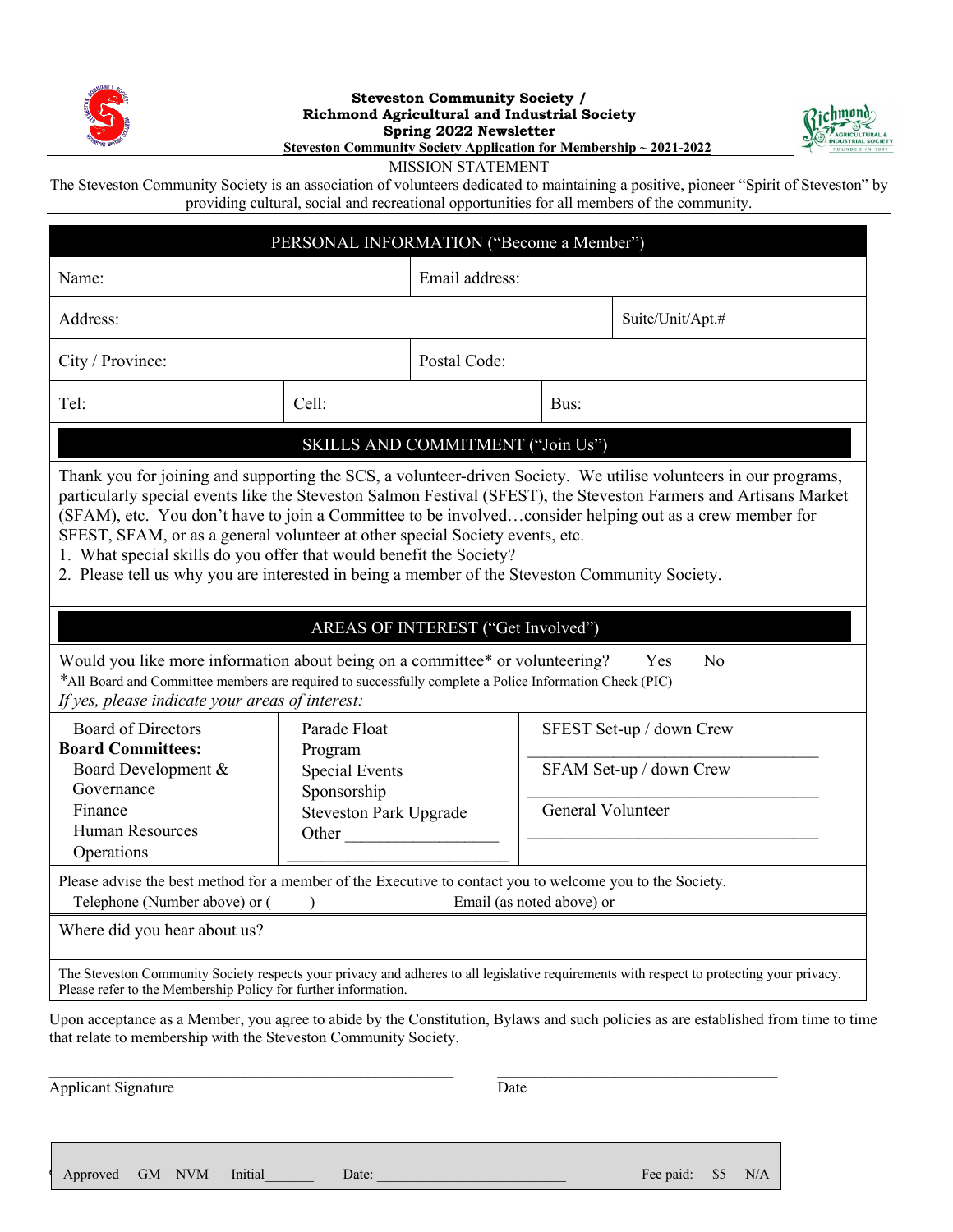**Steveston Community Society /**
**Richmond Agricultural and Industrial Society**
**Spring 2022 Newsletter**
**Steveston Community Society Application for Membership ~ 2021-2022**

MISSION STATEMENT

The Steveston Community Society is an association of volunteers dedicated to maintaining a positive, pioneer "Spirit of Steveston" by providing cultural, social and recreational opportunities for all members of the community.

## PERSONAL INFORMATION ("Become a Member")

| | | |
|---|---|---|
| Name: | Email address: | |
| Address: | | Suite/Unit/Apt.# |
| City / Province: | Postal Code: | |
| Tel: | Cell: | Bus: |

## SKILLS AND COMMITMENT ("Join Us")

Thank you for joining and supporting the SCS, a volunteer-driven Society. We utilise volunteers in our programs, particularly special events like the Steveston Salmon Festival (SFEST), the Steveston Farmers and Artisans Market (SFAM), etc. You don't have to join a Committee to be involved…consider helping out as a crew member for SFEST, SFAM, or as a general volunteer at other special Society events, etc.

1. What special skills do you offer that would benefit the Society?
2. Please tell us why you are interested in being a member of the Steveston Community Society.

## AREAS OF INTEREST ("Get Involved")

Would you like more information about being on a committee* or volunteering? Yes No

*All Board and Committee members are required to successfully complete a Police Information Check (PIC)

*If yes, please indicate your areas of interest:*

| | | |
|---|---|---|
| Board of Directors | Parade Float | SFEST Set-up / down Crew |
| **Board Committees:** | Program | _______________________ |
| Board Development & Governance | Special Events | SFAM Set-up / down Crew |
| Finance | Sponsorship | _______________________ |
| Human Resources | Steveston Park Upgrade | General Volunteer |
| Operations | Other _________________ | _______________________ |

Please advise the best method for a member of the Executive to contact you to welcome you to the Society.
Telephone (Number above) or ( ) Email (as noted above) or

Where did you hear about us?

The Steveston Community Society respects your privacy and adheres to all legislative requirements with respect to protecting your privacy. Please refer to the Membership Policy for further information.

Upon acceptance as a Member, you agree to abide by the Constitution, Bylaws and such policies as are established from time to time that relate to membership with the Steveston Community Society.

_______________________________ _______________________________
Applicant Signature Date

Approved GM NVM Initial_______ Date: _______________________ Fee paid: $5 N/A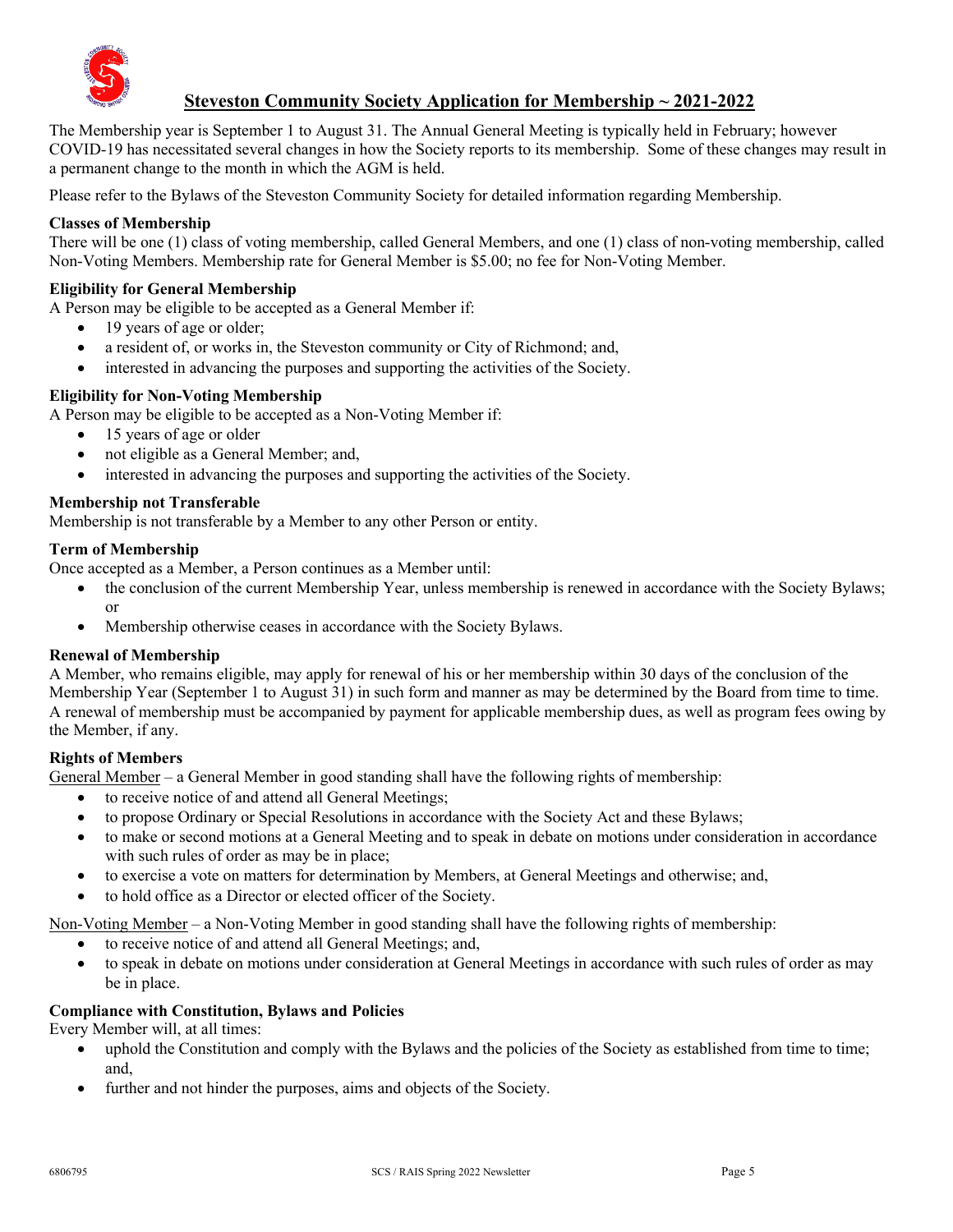# Steveston Community Society Application for Membership ~ 2021-2022

The Membership year is September 1 to August 31. The Annual General Meeting is typically held in February; however COVID-19 has necessitated several changes in how the Society reports to its membership. Some of these changes may result in a permanent change to the month in which the AGM is held.

Please refer to the Bylaws of the Steveston Community Society for detailed information regarding Membership.

**Classes of Membership**

There will be one (1) class of voting membership, called General Members, and one (1) class of non-voting membership, called Non-Voting Members. Membership rate for General Member is $5.00; no fee for Non-Voting Member.

**Eligibility for General Membership**

A Person may be eligible to be accepted as a General Member if:

- 19 years of age or older;
- a resident of, or works in, the Steveston community or City of Richmond; and,
- interested in advancing the purposes and supporting the activities of the Society.

**Eligibility for Non-Voting Membership**

A Person may be eligible to be accepted as a Non-Voting Member if:

- 15 years of age or older
- not eligible as a General Member; and,
- interested in advancing the purposes and supporting the activities of the Society.

**Membership not Transferable**

Membership is not transferable by a Member to any other Person or entity.

**Term of Membership**

Once accepted as a Member, a Person continues as a Member until:

- the conclusion of the current Membership Year, unless membership is renewed in accordance with the Society Bylaws; or
- Membership otherwise ceases in accordance with the Society Bylaws.

**Renewal of Membership**

A Member, who remains eligible, may apply for renewal of his or her membership within 30 days of the conclusion of the Membership Year (September 1 to August 31) in such form and manner as may be determined by the Board from time to time. A renewal of membership must be accompanied by payment for applicable membership dues, as well as program fees owing by the Member, if any.

**Rights of Members**

General Member – a General Member in good standing shall have the following rights of membership:

- to receive notice of and attend all General Meetings;
- to propose Ordinary or Special Resolutions in accordance with the Society Act and these Bylaws;
- to make or second motions at a General Meeting and to speak in debate on motions under consideration in accordance with such rules of order as may be in place;
- to exercise a vote on matters for determination by Members, at General Meetings and otherwise; and,
- to hold office as a Director or elected officer of the Society.

Non-Voting Member – a Non-Voting Member in good standing shall have the following rights of membership:

- to receive notice of and attend all General Meetings; and,
- to speak in debate on motions under consideration at General Meetings in accordance with such rules of order as may be in place.

**Compliance with Constitution, Bylaws and Policies**

Every Member will, at all times:

- uphold the Constitution and comply with the Bylaws and the policies of the Society as established from time to time; and,
- further and not hinder the purposes, aims and objects of the Society.